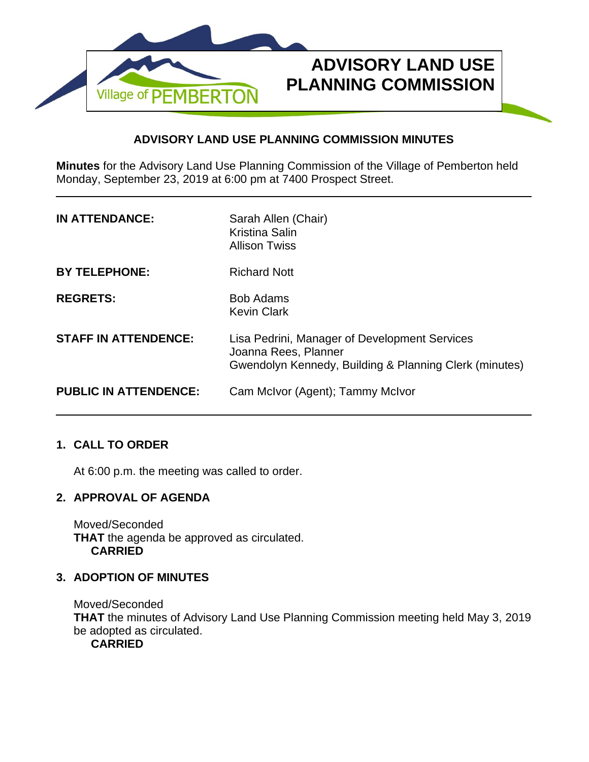Village of PEMBERTON

# ADVISORY LAND USE PLANNING COMMISSION

## ADVISORY LAND USE PLANNING COMMISSION MINUTES

**Minutes** for the Advisory Land Use Planning Commission of the Village of Pemberton held Monday, September 23, 2019 at 6:00 pm at 7400 Prospect Street.

---

| | |
|---|---|
| **IN ATTENDANCE:** | Sarah Allen (Chair)<br>Kristina Salin<br>Allison Twiss |
| **BY TELEPHONE:** | Richard Nott |
| **REGRETS:** | Bob Adams<br>Kevin Clark |
| **STAFF IN ATTENDENCE:** | Lisa Pedrini, Manager of Development Services<br>Joanna Rees, Planner<br>Gwendolyn Kennedy, Building & Planning Clerk (minutes) |
| **PUBLIC IN ATTENDENCE:** | Cam McIvor (Agent); Tammy McIvor |

---

### 1. CALL TO ORDER

At 6:00 p.m. the meeting was called to order.

### 2. APPROVAL OF AGENDA

Moved/Seconded
**THAT** the agenda be approved as circulated.
**CARRIED**

### 3. ADOPTION OF MINUTES

Moved/Seconded
**THAT** the minutes of Advisory Land Use Planning Commission meeting held May 3, 2019 be adopted as circulated.
**CARRIED**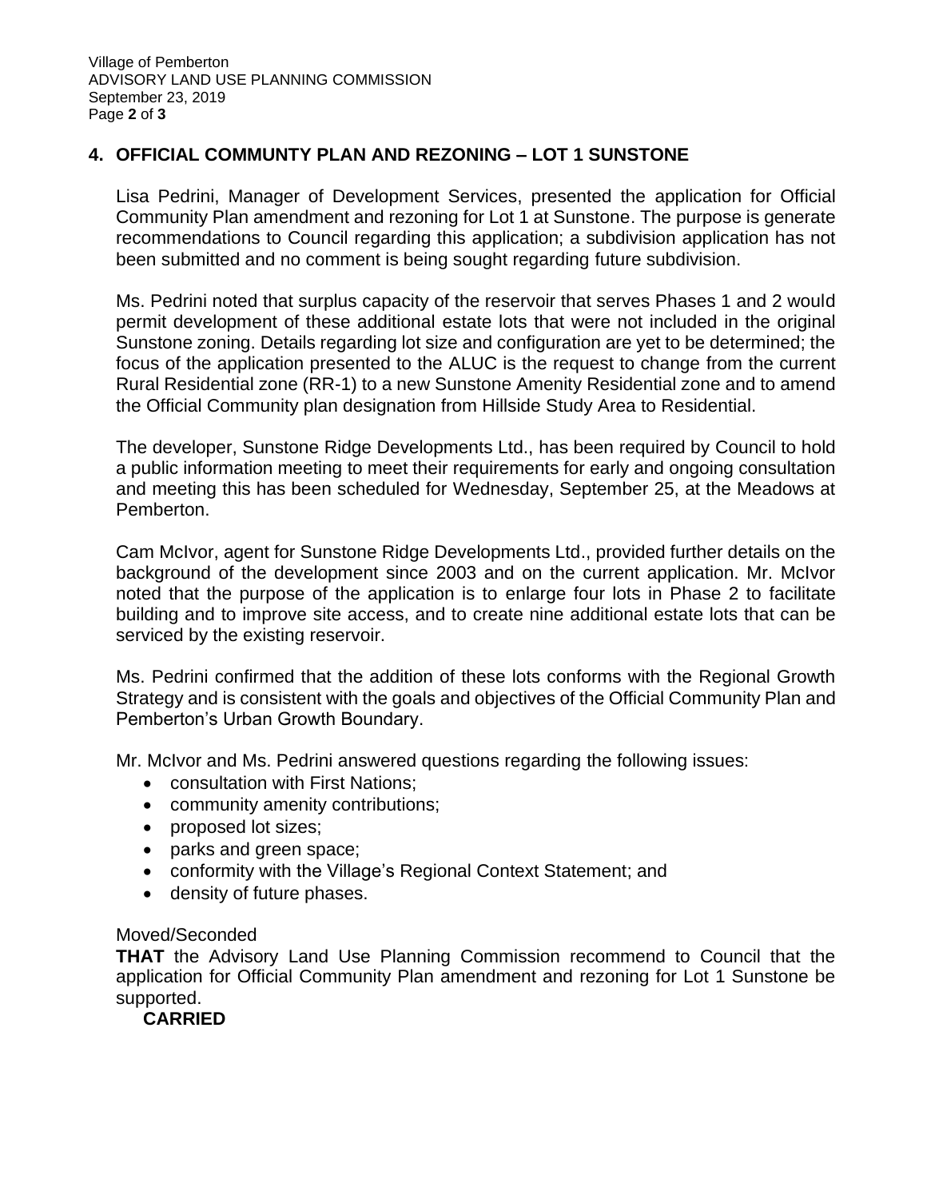## 4. OFFICIAL COMMUNTY PLAN AND REZONING – LOT 1 SUNSTONE

Lisa Pedrini, Manager of Development Services, presented the application for Official Community Plan amendment and rezoning for Lot 1 at Sunstone. The purpose is generate recommendations to Council regarding this application; a subdivision application has not been submitted and no comment is being sought regarding future subdivision.

Ms. Pedrini noted that surplus capacity of the reservoir that serves Phases 1 and 2 would permit development of these additional estate lots that were not included in the original Sunstone zoning. Details regarding lot size and configuration are yet to be determined; the focus of the application presented to the ALUC is the request to change from the current Rural Residential zone (RR-1) to a new Sunstone Amenity Residential zone and to amend the Official Community plan designation from Hillside Study Area to Residential.

The developer, Sunstone Ridge Developments Ltd., has been required by Council to hold a public information meeting to meet their requirements for early and ongoing consultation and meeting this has been scheduled for Wednesday, September 25, at the Meadows at Pemberton.

Cam McIvor, agent for Sunstone Ridge Developments Ltd., provided further details on the background of the development since 2003 and on the current application. Mr. McIvor noted that the purpose of the application is to enlarge four lots in Phase 2 to facilitate building and to improve site access, and to create nine additional estate lots that can be serviced by the existing reservoir.

Ms. Pedrini confirmed that the addition of these lots conforms with the Regional Growth Strategy and is consistent with the goals and objectives of the Official Community Plan and Pemberton's Urban Growth Boundary.

Mr. McIvor and Ms. Pedrini answered questions regarding the following issues:

- consultation with First Nations;
- community amenity contributions;
- proposed lot sizes;
- parks and green space;
- conformity with the Village's Regional Context Statement; and
- density of future phases.

Moved/Seconded

**THAT** the Advisory Land Use Planning Commission recommend to Council that the application for Official Community Plan amendment and rezoning for Lot 1 Sunstone be supported.

**CARRIED**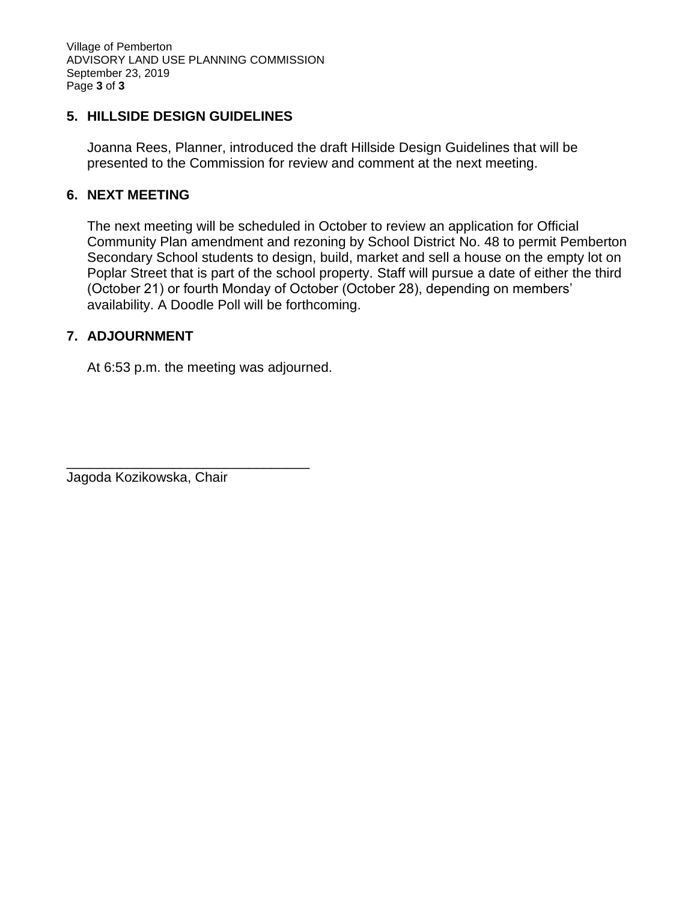## 5. HILLSIDE DESIGN GUIDELINES

Joanna Rees, Planner, introduced the draft Hillside Design Guidelines that will be presented to the Commission for review and comment at the next meeting.

## 6. NEXT MEETING

The next meeting will be scheduled in October to review an application for Official Community Plan amendment and rezoning by School District No. 48 to permit Pemberton Secondary School students to design, build, market and sell a house on the empty lot on Poplar Street that is part of the school property. Staff will pursue a date of either the third (October 21) or fourth Monday of October (October 28), depending on members' availability. A Doodle Poll will be forthcoming.

## 7. ADJOURNMENT

At 6:53 p.m. the meeting was adjourned.

\_\_\_\_\_\_\_\_\_\_\_\_\_\_\_\_\_\_\_\_\_\_\_\_\_\_\_\_\_\_\_\_

Jagoda Kozikowska, Chair